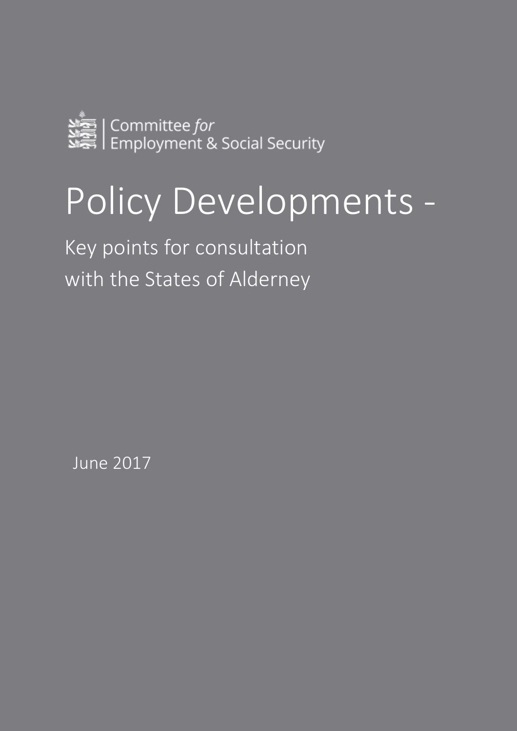Committee *for*
Employment & Social Security

# Policy Developments -

## Key points for consultation with the States of Alderney

June 2017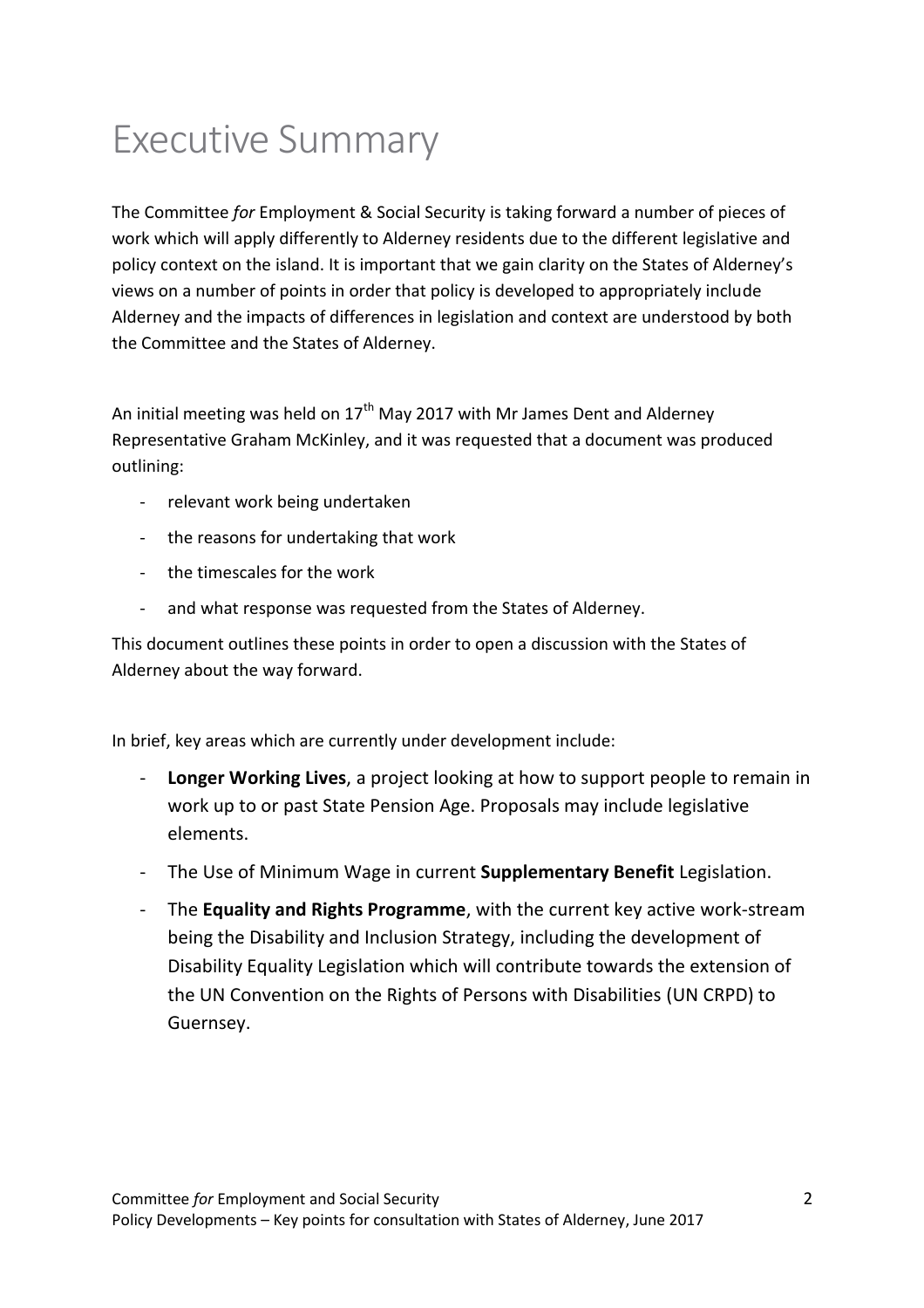# Executive Summary

The Committee *for* Employment & Social Security is taking forward a number of pieces of work which will apply differently to Alderney residents due to the different legislative and policy context on the island. It is important that we gain clarity on the States of Alderney's views on a number of points in order that policy is developed to appropriately include Alderney and the impacts of differences in legislation and context are understood by both the Committee and the States of Alderney.

An initial meeting was held on 17th May 2017 with Mr James Dent and Alderney Representative Graham McKinley, and it was requested that a document was produced outlining:

- relevant work being undertaken
- the reasons for undertaking that work
- the timescales for the work
- and what response was requested from the States of Alderney.

This document outlines these points in order to open a discussion with the States of Alderney about the way forward.

In brief, key areas which are currently under development include:

- **Longer Working Lives**, a project looking at how to support people to remain in work up to or past State Pension Age. Proposals may include legislative elements.
- The Use of Minimum Wage in current **Supplementary Benefit** Legislation.
- The **Equality and Rights Programme**, with the current key active work-stream being the Disability and Inclusion Strategy, including the development of Disability Equality Legislation which will contribute towards the extension of the UN Convention on the Rights of Persons with Disabilities (UN CRPD) to Guernsey.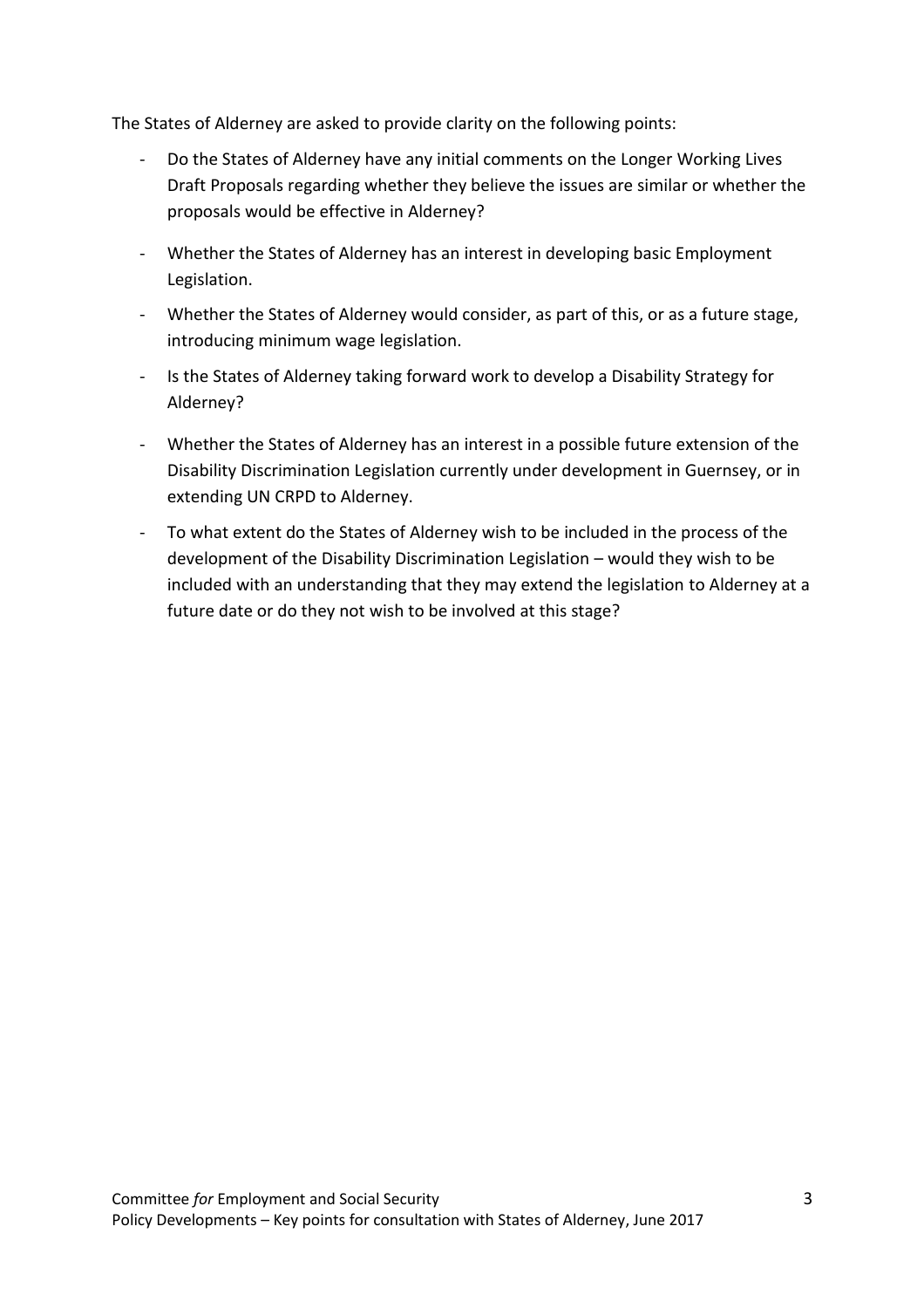The States of Alderney are asked to provide clarity on the following points:

- Do the States of Alderney have any initial comments on the Longer Working Lives Draft Proposals regarding whether they believe the issues are similar or whether the proposals would be effective in Alderney?
- Whether the States of Alderney has an interest in developing basic Employment Legislation.
- Whether the States of Alderney would consider, as part of this, or as a future stage, introducing minimum wage legislation.
- Is the States of Alderney taking forward work to develop a Disability Strategy for Alderney?
- Whether the States of Alderney has an interest in a possible future extension of the Disability Discrimination Legislation currently under development in Guernsey, or in extending UN CRPD to Alderney.
- To what extent do the States of Alderney wish to be included in the process of the development of the Disability Discrimination Legislation – would they wish to be included with an understanding that they may extend the legislation to Alderney at a future date or do they not wish to be involved at this stage?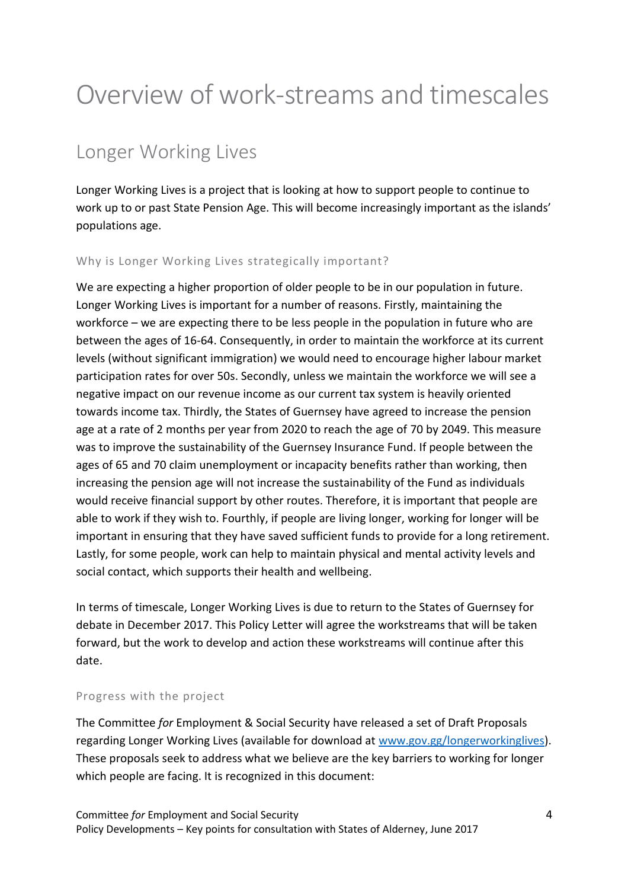# Overview of work-streams and timescales

## Longer Working Lives

Longer Working Lives is a project that is looking at how to support people to continue to work up to or past State Pension Age. This will become increasingly important as the islands' populations age.

### Why is Longer Working Lives strategically important?

We are expecting a higher proportion of older people to be in our population in future. Longer Working Lives is important for a number of reasons. Firstly, maintaining the workforce – we are expecting there to be less people in the population in future who are between the ages of 16-64. Consequently, in order to maintain the workforce at its current levels (without significant immigration) we would need to encourage higher labour market participation rates for over 50s. Secondly, unless we maintain the workforce we will see a negative impact on our revenue income as our current tax system is heavily oriented towards income tax. Thirdly, the States of Guernsey have agreed to increase the pension age at a rate of 2 months per year from 2020 to reach the age of 70 by 2049. This measure was to improve the sustainability of the Guernsey Insurance Fund. If people between the ages of 65 and 70 claim unemployment or incapacity benefits rather than working, then increasing the pension age will not increase the sustainability of the Fund as individuals would receive financial support by other routes. Therefore, it is important that people are able to work if they wish to. Fourthly, if people are living longer, working for longer will be important in ensuring that they have saved sufficient funds to provide for a long retirement. Lastly, for some people, work can help to maintain physical and mental activity levels and social contact, which supports their health and wellbeing.

In terms of timescale, Longer Working Lives is due to return to the States of Guernsey for debate in December 2017. This Policy Letter will agree the workstreams that will be taken forward, but the work to develop and action these workstreams will continue after this date.

### Progress with the project

The Committee *for* Employment & Social Security have released a set of Draft Proposals regarding Longer Working Lives (available for download at [www.gov.gg/longerworkinglives](www.gov.gg/longerworkinglives)). These proposals seek to address what we believe are the key barriers to working for longer which people are facing. It is recognized in this document: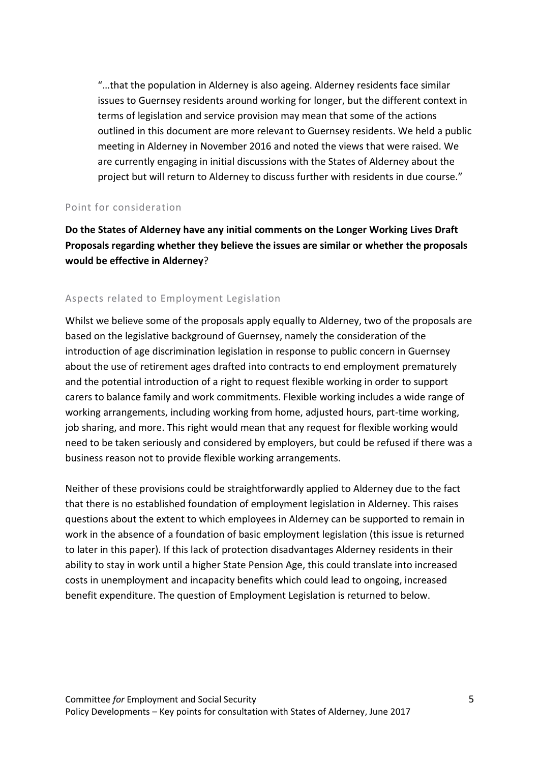> "…that the population in Alderney is also ageing. Alderney residents face similar issues to Guernsey residents around working for longer, but the different context in terms of legislation and service provision may mean that some of the actions outlined in this document are more relevant to Guernsey residents. We held a public meeting in Alderney in November 2016 and noted the views that were raised. We are currently engaging in initial discussions with the States of Alderney about the project but will return to Alderney to discuss further with residents in due course."

### Point for consideration

**Do the States of Alderney have any initial comments on the Longer Working Lives Draft Proposals regarding whether they believe the issues are similar or whether the proposals would be effective in Alderney?**

### Aspects related to Employment Legislation

Whilst we believe some of the proposals apply equally to Alderney, two of the proposals are based on the legislative background of Guernsey, namely the consideration of the introduction of age discrimination legislation in response to public concern in Guernsey about the use of retirement ages drafted into contracts to end employment prematurely and the potential introduction of a right to request flexible working in order to support carers to balance family and work commitments. Flexible working includes a wide range of working arrangements, including working from home, adjusted hours, part-time working, job sharing, and more. This right would mean that any request for flexible working would need to be taken seriously and considered by employers, but could be refused if there was a business reason not to provide flexible working arrangements.

Neither of these provisions could be straightforwardly applied to Alderney due to the fact that there is no established foundation of employment legislation in Alderney. This raises questions about the extent to which employees in Alderney can be supported to remain in work in the absence of a foundation of basic employment legislation (this issue is returned to later in this paper). If this lack of protection disadvantages Alderney residents in their ability to stay in work until a higher State Pension Age, this could translate into increased costs in unemployment and incapacity benefits which could lead to ongoing, increased benefit expenditure. The question of Employment Legislation is returned to below.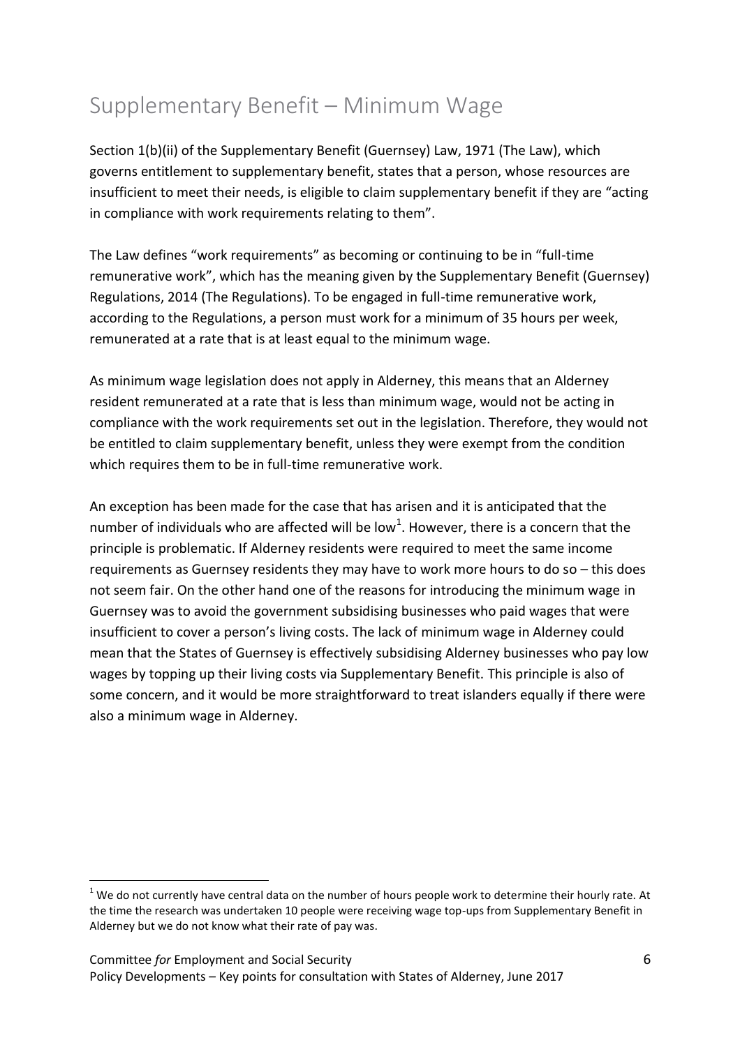# Supplementary Benefit – Minimum Wage

Section 1(b)(ii) of the Supplementary Benefit (Guernsey) Law, 1971 (The Law), which governs entitlement to supplementary benefit, states that a person, whose resources are insufficient to meet their needs, is eligible to claim supplementary benefit if they are "acting in compliance with work requirements relating to them".

The Law defines "work requirements" as becoming or continuing to be in "full-time remunerative work", which has the meaning given by the Supplementary Benefit (Guernsey) Regulations, 2014 (The Regulations). To be engaged in full-time remunerative work, according to the Regulations, a person must work for a minimum of 35 hours per week, remunerated at a rate that is at least equal to the minimum wage.

As minimum wage legislation does not apply in Alderney, this means that an Alderney resident remunerated at a rate that is less than minimum wage, would not be acting in compliance with the work requirements set out in the legislation. Therefore, they would not be entitled to claim supplementary benefit, unless they were exempt from the condition which requires them to be in full-time remunerative work.

An exception has been made for the case that has arisen and it is anticipated that the number of individuals who are affected will be low[1]. However, there is a concern that the principle is problematic. If Alderney residents were required to meet the same income requirements as Guernsey residents they may have to work more hours to do so – this does not seem fair. On the other hand one of the reasons for introducing the minimum wage in Guernsey was to avoid the government subsidising businesses who paid wages that were insufficient to cover a person's living costs. The lack of minimum wage in Alderney could mean that the States of Guernsey is effectively subsidising Alderney businesses who pay low wages by topping up their living costs via Supplementary Benefit. This principle is also of some concern, and it would be more straightforward to treat islanders equally if there were also a minimum wage in Alderney.

[1] We do not currently have central data on the number of hours people work to determine their hourly rate. At the time the research was undertaken 10 people were receiving wage top-ups from Supplementary Benefit in Alderney but we do not know what their rate of pay was.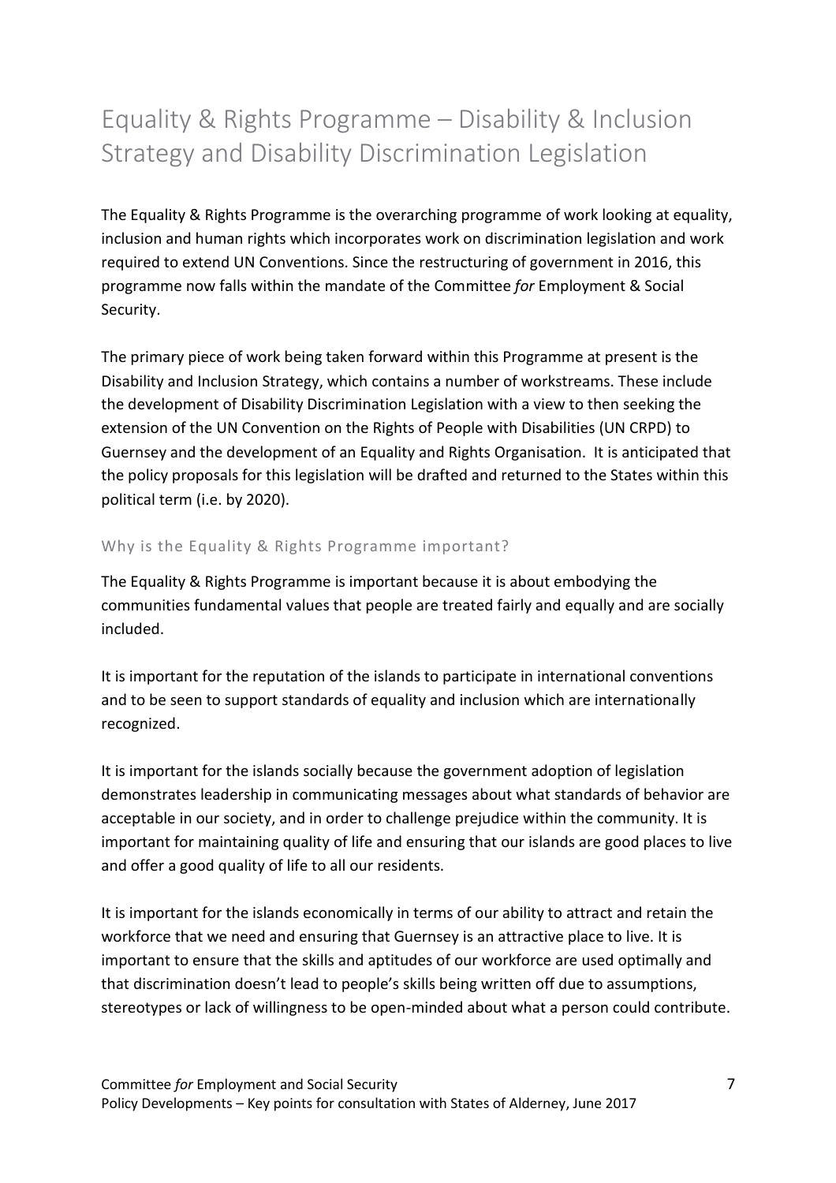# Equality & Rights Programme – Disability & Inclusion Strategy and Disability Discrimination Legislation

The Equality & Rights Programme is the overarching programme of work looking at equality, inclusion and human rights which incorporates work on discrimination legislation and work required to extend UN Conventions. Since the restructuring of government in 2016, this programme now falls within the mandate of the Committee *for* Employment & Social Security.

The primary piece of work being taken forward within this Programme at present is the Disability and Inclusion Strategy, which contains a number of workstreams. These include the development of Disability Discrimination Legislation with a view to then seeking the extension of the UN Convention on the Rights of People with Disabilities (UN CRPD) to Guernsey and the development of an Equality and Rights Organisation. It is anticipated that the policy proposals for this legislation will be drafted and returned to the States within this political term (i.e. by 2020).

## Why is the Equality & Rights Programme important?

The Equality & Rights Programme is important because it is about embodying the communities fundamental values that people are treated fairly and equally and are socially included.

It is important for the reputation of the islands to participate in international conventions and to be seen to support standards of equality and inclusion which are internationally recognized.

It is important for the islands socially because the government adoption of legislation demonstrates leadership in communicating messages about what standards of behavior are acceptable in our society, and in order to challenge prejudice within the community. It is important for maintaining quality of life and ensuring that our islands are good places to live and offer a good quality of life to all our residents.

It is important for the islands economically in terms of our ability to attract and retain the workforce that we need and ensuring that Guernsey is an attractive place to live. It is important to ensure that the skills and aptitudes of our workforce are used optimally and that discrimination doesn't lead to people's skills being written off due to assumptions, stereotypes or lack of willingness to be open-minded about what a person could contribute.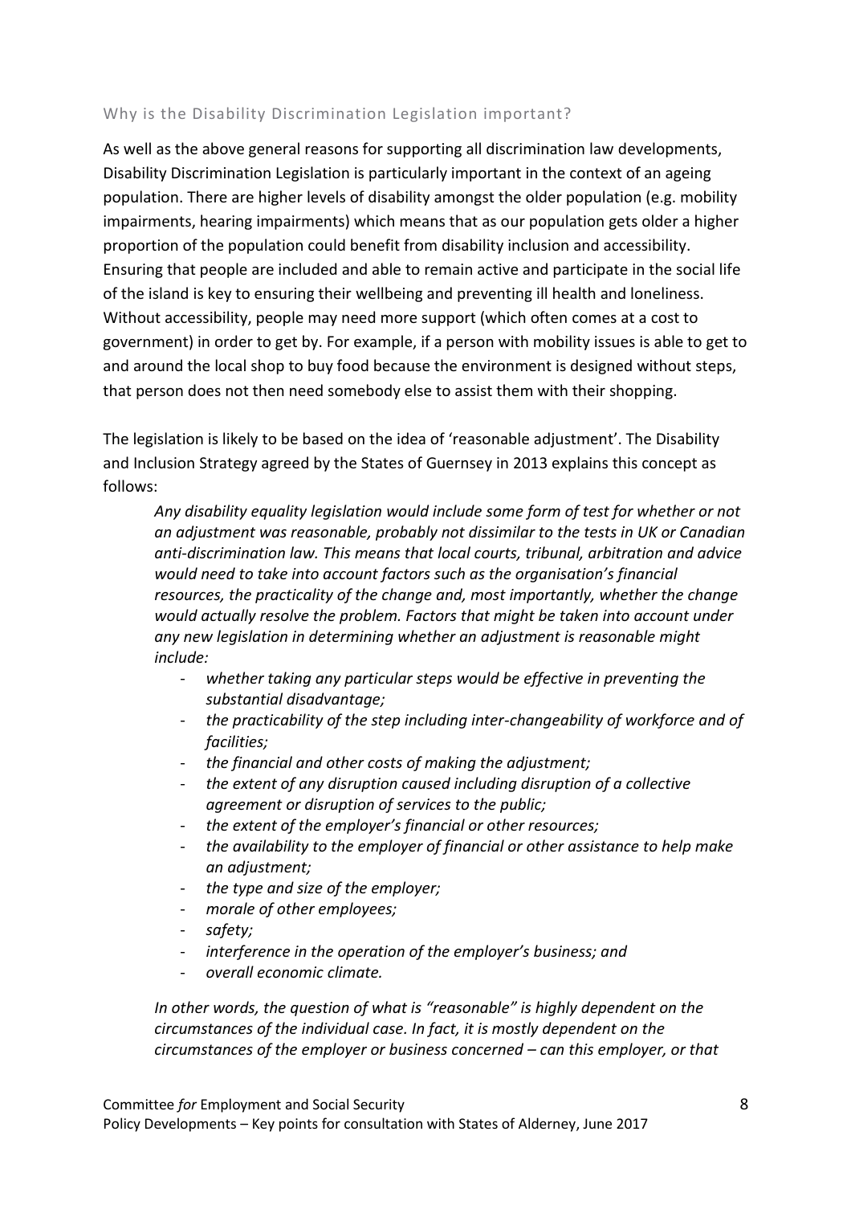## Why is the Disability Discrimination Legislation important?

As well as the above general reasons for supporting all discrimination law developments, Disability Discrimination Legislation is particularly important in the context of an ageing population. There are higher levels of disability amongst the older population (e.g. mobility impairments, hearing impairments) which means that as our population gets older a higher proportion of the population could benefit from disability inclusion and accessibility. Ensuring that people are included and able to remain active and participate in the social life of the island is key to ensuring their wellbeing and preventing ill health and loneliness. Without accessibility, people may need more support (which often comes at a cost to government) in order to get by. For example, if a person with mobility issues is able to get to and around the local shop to buy food because the environment is designed without steps, that person does not then need somebody else to assist them with their shopping.

The legislation is likely to be based on the idea of 'reasonable adjustment'. The Disability and Inclusion Strategy agreed by the States of Guernsey in 2013 explains this concept as follows:

> *Any disability equality legislation would include some form of test for whether or not an adjustment was reasonable, probably not dissimilar to the tests in UK or Canadian anti-discrimination law. This means that local courts, tribunal, arbitration and advice would need to take into account factors such as the organisation's financial resources, the practicality of the change and, most importantly, whether the change would actually resolve the problem. Factors that might be taken into account under any new legislation in determining whether an adjustment is reasonable might include:*
>
> - *whether taking any particular steps would be effective in preventing the substantial disadvantage;*
> - *the practicability of the step including inter-changeability of workforce and of facilities;*
> - *the financial and other costs of making the adjustment;*
> - *the extent of any disruption caused including disruption of a collective agreement or disruption of services to the public;*
> - *the extent of the employer's financial or other resources;*
> - *the availability to the employer of financial or other assistance to help make an adjustment;*
> - *the type and size of the employer;*
> - *morale of other employees;*
> - *safety;*
> - *interference in the operation of the employer's business; and*
> - *overall economic climate.*
>
> *In other words, the question of what is "reasonable" is highly dependent on the circumstances of the individual case. In fact, it is mostly dependent on the circumstances of the employer or business concerned – can this employer, or that*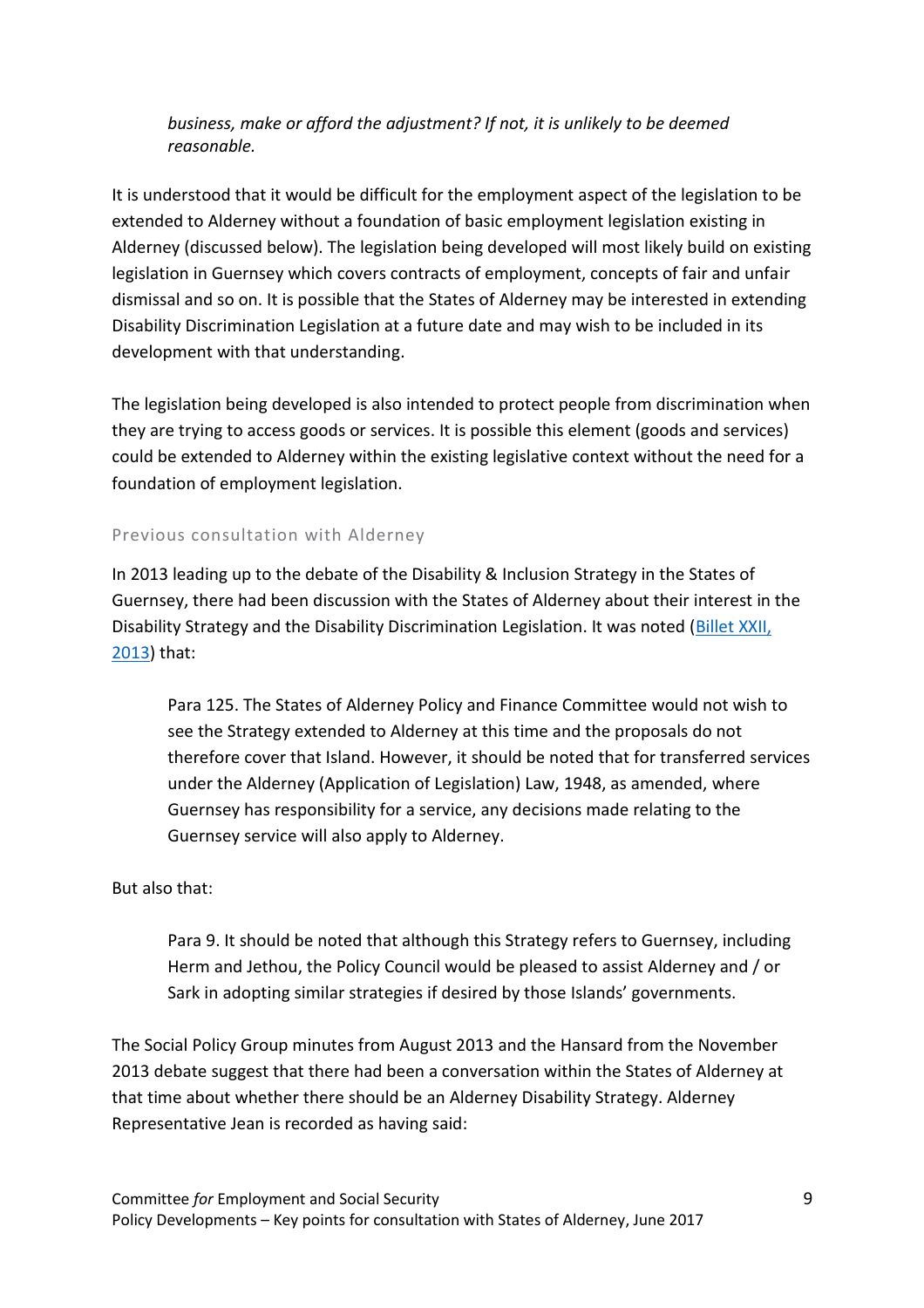*business, make or afford the adjustment? If not, it is unlikely to be deemed reasonable.*

It is understood that it would be difficult for the employment aspect of the legislation to be extended to Alderney without a foundation of basic employment legislation existing in Alderney (discussed below). The legislation being developed will most likely build on existing legislation in Guernsey which covers contracts of employment, concepts of fair and unfair dismissal and so on. It is possible that the States of Alderney may be interested in extending Disability Discrimination Legislation at a future date and may wish to be included in its development with that understanding.

The legislation being developed is also intended to protect people from discrimination when they are trying to access goods or services. It is possible this element (goods and services) could be extended to Alderney within the existing legislative context without the need for a foundation of employment legislation.

### Previous consultation with Alderney

In 2013 leading up to the debate of the Disability & Inclusion Strategy in the States of Guernsey, there had been discussion with the States of Alderney about their interest in the Disability Strategy and the Disability Discrimination Legislation. It was noted (Billet XXII, 2013) that:

> Para 125. The States of Alderney Policy and Finance Committee would not wish to see the Strategy extended to Alderney at this time and the proposals do not therefore cover that Island. However, it should be noted that for transferred services under the Alderney (Application of Legislation) Law, 1948, as amended, where Guernsey has responsibility for a service, any decisions made relating to the Guernsey service will also apply to Alderney.

But also that:

> Para 9. It should be noted that although this Strategy refers to Guernsey, including Herm and Jethou, the Policy Council would be pleased to assist Alderney and / or Sark in adopting similar strategies if desired by those Islands' governments.

The Social Policy Group minutes from August 2013 and the Hansard from the November 2013 debate suggest that there had been a conversation within the States of Alderney at that time about whether there should be an Alderney Disability Strategy. Alderney Representative Jean is recorded as having said: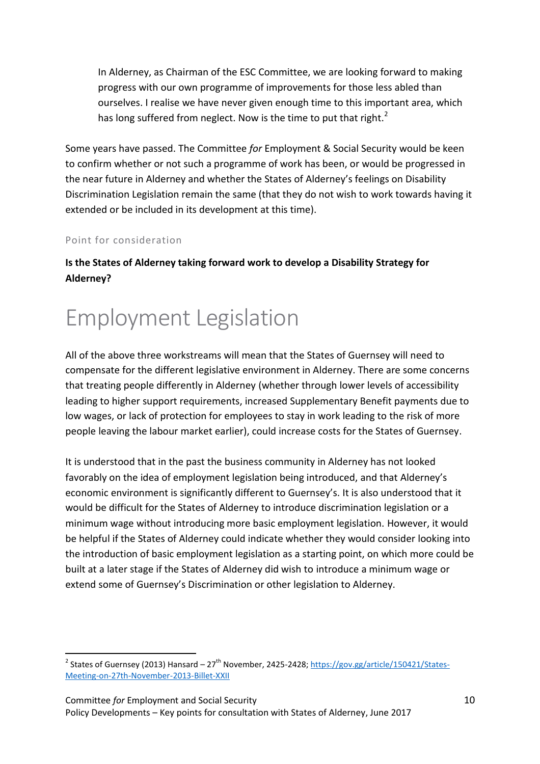> In Alderney, as Chairman of the ESC Committee, we are looking forward to making progress with our own programme of improvements for those less abled than ourselves. I realise we have never given enough time to this important area, which has long suffered from neglect. Now is the time to put that right.[2]

Some years have passed. The Committee *for* Employment & Social Security would be keen to confirm whether or not such a programme of work has been, or would be progressed in the near future in Alderney and whether the States of Alderney's feelings on Disability Discrimination Legislation remain the same (that they do not wish to work towards having it extended or be included in its development at this time).

### Point for consideration

**Is the States of Alderney taking forward work to develop a Disability Strategy for Alderney?**

# Employment Legislation

All of the above three workstreams will mean that the States of Guernsey will need to compensate for the different legislative environment in Alderney. There are some concerns that treating people differently in Alderney (whether through lower levels of accessibility leading to higher support requirements, increased Supplementary Benefit payments due to low wages, or lack of protection for employees to stay in work leading to the risk of more people leaving the labour market earlier), could increase costs for the States of Guernsey.

It is understood that in the past the business community in Alderney has not looked favorably on the idea of employment legislation being introduced, and that Alderney's economic environment is significantly different to Guernsey's. It is also understood that it would be difficult for the States of Alderney to introduce discrimination legislation or a minimum wage without introducing more basic employment legislation. However, it would be helpful if the States of Alderney could indicate whether they would consider looking into the introduction of basic employment legislation as a starting point, on which more could be built at a later stage if the States of Alderney did wish to introduce a minimum wage or extend some of Guernsey's Discrimination or other legislation to Alderney.

---

[2] States of Guernsey (2013) Hansard – 27th November, 2425-2428; https://gov.gg/article/150421/States-Meeting-on-27th-November-2013-Billet-XXII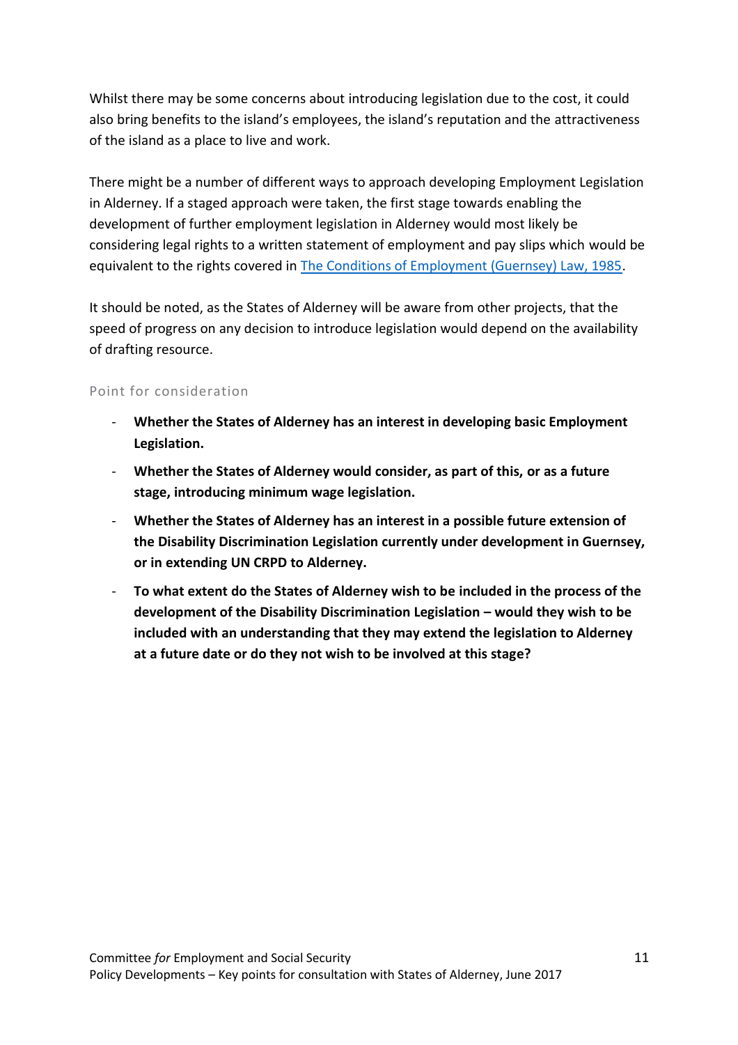Whilst there may be some concerns about introducing legislation due to the cost, it could also bring benefits to the island's employees, the island's reputation and the attractiveness of the island as a place to live and work.

There might be a number of different ways to approach developing Employment Legislation in Alderney. If a staged approach were taken, the first stage towards enabling the development of further employment legislation in Alderney would most likely be considering legal rights to a written statement of employment and pay slips which would be equivalent to the rights covered in The Conditions of Employment (Guernsey) Law, 1985.

It should be noted, as the States of Alderney will be aware from other projects, that the speed of progress on any decision to introduce legislation would depend on the availability of drafting resource.

### Point for consideration

- **Whether the States of Alderney has an interest in developing basic Employment Legislation.**
- **Whether the States of Alderney would consider, as part of this, or as a future stage, introducing minimum wage legislation.**
- **Whether the States of Alderney has an interest in a possible future extension of the Disability Discrimination Legislation currently under development in Guernsey, or in extending UN CRPD to Alderney.**
- **To what extent do the States of Alderney wish to be included in the process of the development of the Disability Discrimination Legislation – would they wish to be included with an understanding that they may extend the legislation to Alderney at a future date or do they not wish to be involved at this stage?**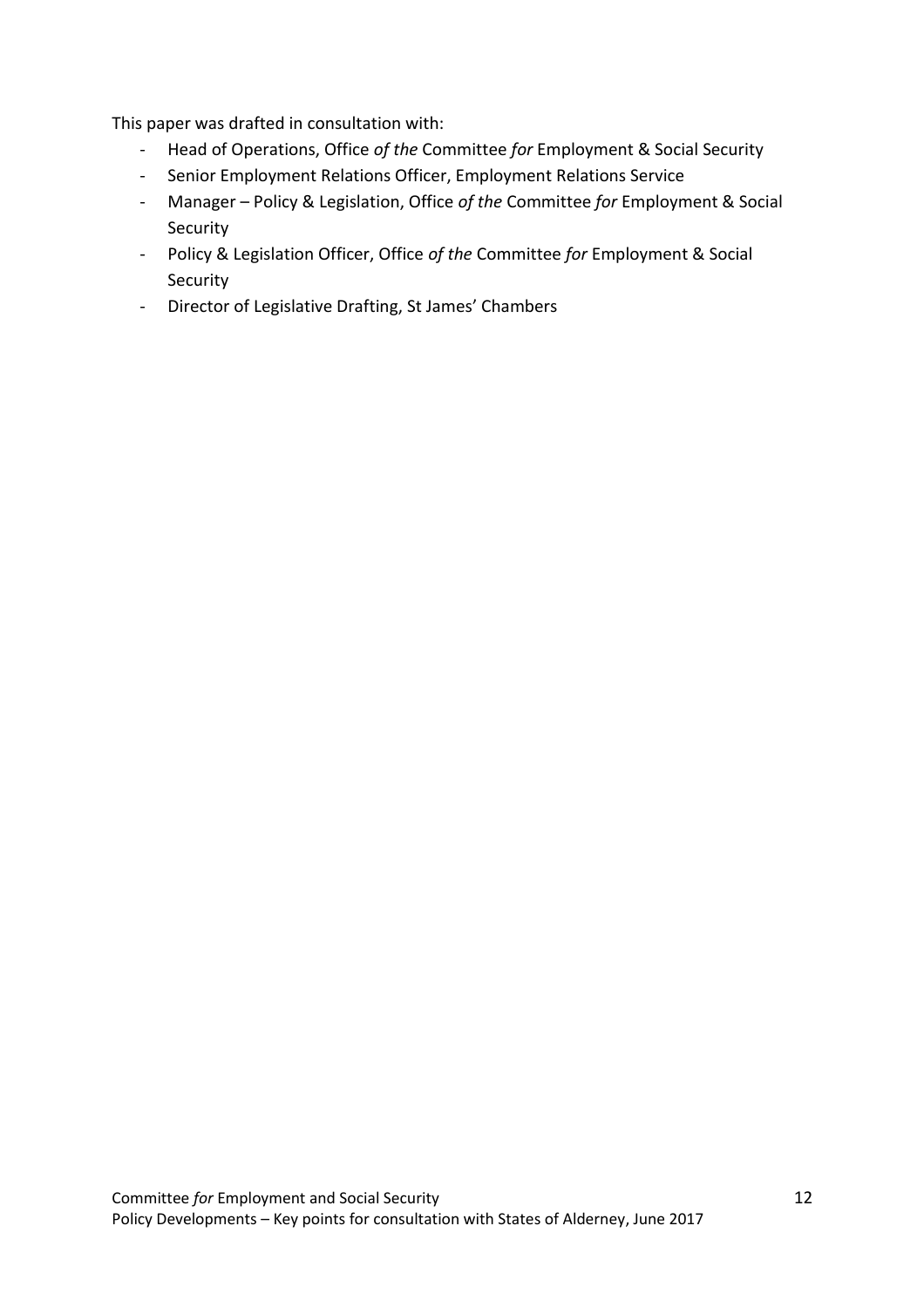This paper was drafted in consultation with:

- Head of Operations, Office *of the* Committee *for* Employment & Social Security
- Senior Employment Relations Officer, Employment Relations Service
- Manager – Policy & Legislation, Office *of the* Committee *for* Employment & Social Security
- Policy & Legislation Officer, Office *of the* Committee *for* Employment & Social Security
- Director of Legislative Drafting, St James' Chambers